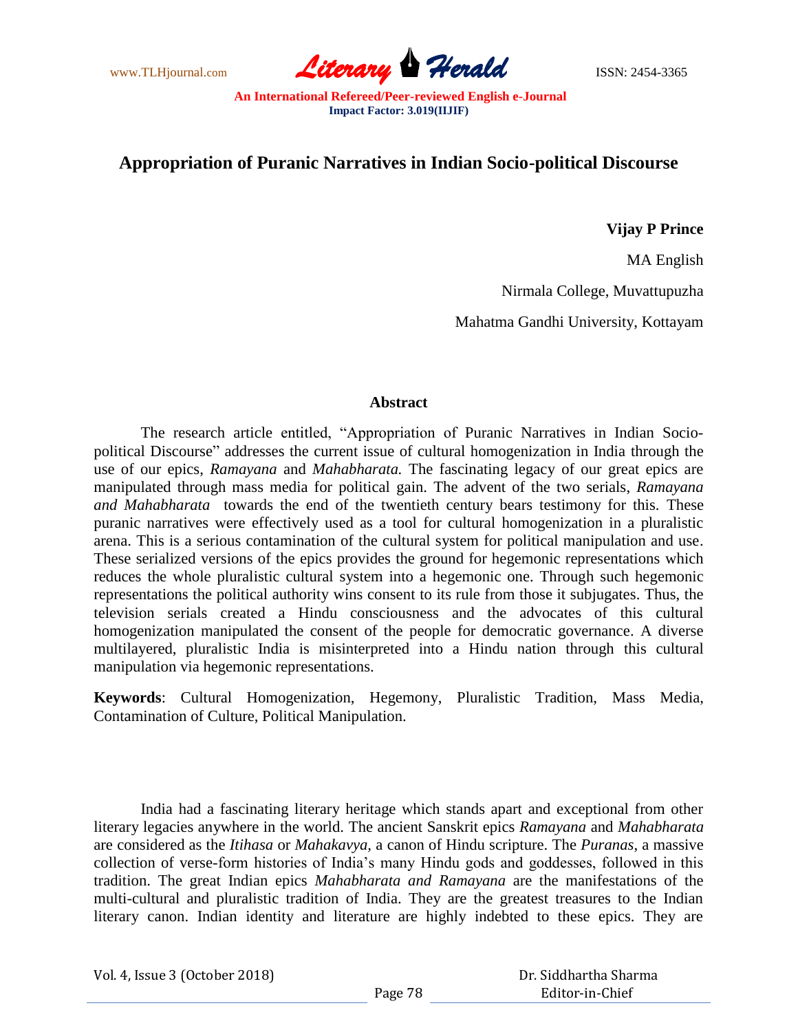# Appropriation of Puranic Narratives in Indian Socio-political Discourse

**Vijay P Prince**

MA English

Nirmala College, Muvattupuzha

Mahatma Gandhi University, Kottayam

## Abstract

The research article entitled, "Appropriation of Puranic Narratives in Indian Socio-political Discourse" addresses the current issue of cultural homogenization in India through the use of our epics, *Ramayana* and *Mahabharata.* The fascinating legacy of our great epics are manipulated through mass media for political gain. The advent of the two serials, *Ramayana and Mahabharata* towards the end of the twentieth century bears testimony for this. These puranic narratives were effectively used as a tool for cultural homogenization in a pluralistic arena. This is a serious contamination of the cultural system for political manipulation and use. These serialized versions of the epics provides the ground for hegemonic representations which reduces the whole pluralistic cultural system into a hegemonic one. Through such hegemonic representations the political authority wins consent to its rule from those it subjugates. Thus, the television serials created a Hindu consciousness and the advocates of this cultural homogenization manipulated the consent of the people for democratic governance. A diverse multilayered, pluralistic India is misinterpreted into a Hindu nation through this cultural manipulation via hegemonic representations.

**Keywords**: Cultural Homogenization, Hegemony, Pluralistic Tradition, Mass Media, Contamination of Culture, Political Manipulation.

India had a fascinating literary heritage which stands apart and exceptional from other literary legacies anywhere in the world. The ancient Sanskrit epics *Ramayana* and *Mahabharata* are considered as the *Itihasa* or *Mahakavya*, a canon of Hindu scripture. The *Puranas*, a massive collection of verse-form histories of India's many Hindu gods and goddesses, followed in this tradition. The great Indian epics *Mahabharata and Ramayana* are the manifestations of the multi-cultural and pluralistic tradition of India. They are the greatest treasures to the Indian literary canon. Indian identity and literature are highly indebted to these epics. They are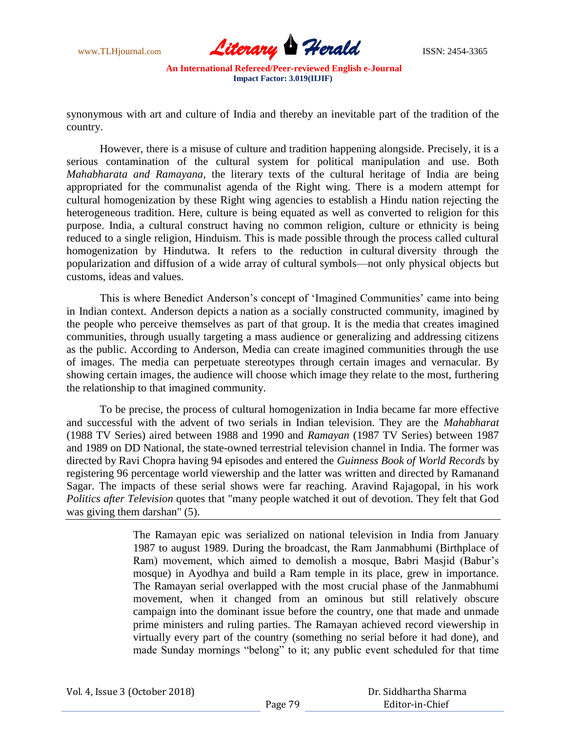synonymous with art and culture of India and thereby an inevitable part of the tradition of the country.

However, there is a misuse of culture and tradition happening alongside. Precisely, it is a serious contamination of the cultural system for political manipulation and use. Both *Mahabharata and Ramayana,* the literary texts of the cultural heritage of India are being appropriated for the communalist agenda of the Right wing. There is a modern attempt for cultural homogenization by these Right wing agencies to establish a Hindu nation rejecting the heterogeneous tradition. Here, culture is being equated as well as converted to religion for this purpose. India, a cultural construct having no common religion, culture or ethnicity is being reduced to a single religion, Hinduism. This is made possible through the process called cultural homogenization by Hindutwa. It refers to the reduction in cultural diversity through the popularization and diffusion of a wide array of cultural symbols—not only physical objects but customs, ideas and values.

This is where Benedict Anderson's concept of 'Imagined Communities' came into being in Indian context. Anderson depicts a nation as a socially constructed community, imagined by the people who perceive themselves as part of that group. It is the media that creates imagined communities, through usually targeting a mass audience or generalizing and addressing citizens as the public. According to Anderson, Media can create imagined communities through the use of images. The media can perpetuate stereotypes through certain images and vernacular. By showing certain images, the audience will choose which image they relate to the most, furthering the relationship to that imagined community.

To be precise, the process of cultural homogenization in India became far more effective and successful with the advent of two serials in Indian television. They are the *Mahabharat* (1988 TV Series) aired between 1988 and 1990 and *Ramayan* (1987 TV Series) between 1987 and 1989 on DD National, the state-owned terrestrial television channel in India. The former was directed by Ravi Chopra having 94 episodes and entered the *Guinness Book of World Records* by registering 96 percentage world viewership and the latter was written and directed by Ramanand Sagar. The impacts of these serial shows were far reaching. Aravind Rajagopal, in his work *Politics after Television* quotes that "many people watched it out of devotion. They felt that God was giving them darshan" (5).

> The Ramayan epic was serialized on national television in India from January 1987 to august 1989. During the broadcast, the Ram Janmabhumi (Birthplace of Ram) movement, which aimed to demolish a mosque, Babri Masjid (Babur's mosque) in Ayodhya and build a Ram temple in its place, grew in importance. The Ramayan serial overlapped with the most crucial phase of the Janmabhumi movement, when it changed from an ominous but still relatively obscure campaign into the dominant issue before the country, one that made and unmade prime ministers and ruling parties. The Ramayan achieved record viewership in virtually every part of the country (something no serial before it had done), and made Sunday mornings "belong" to it; any public event scheduled for that time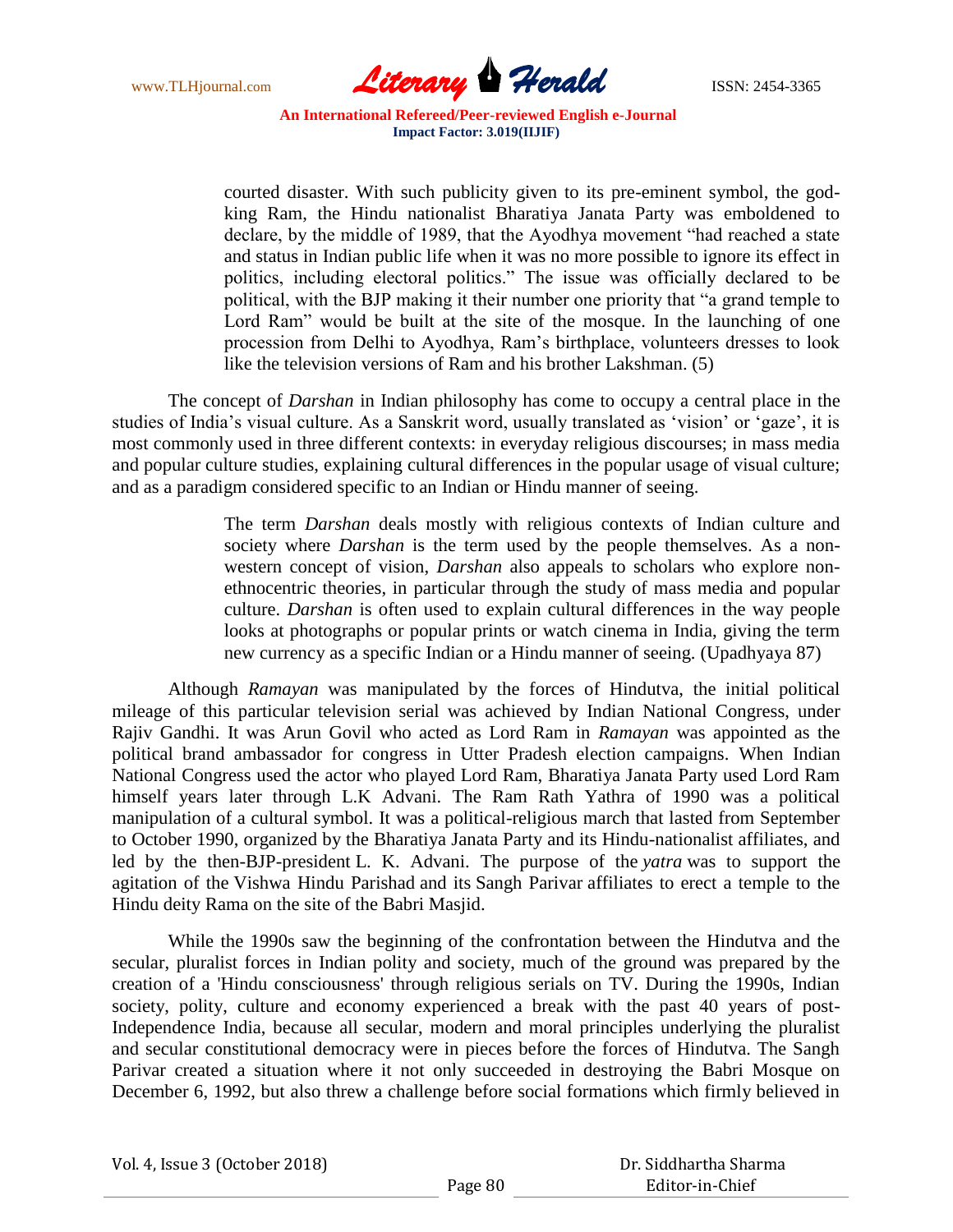> courted disaster. With such publicity given to its pre-eminent symbol, the god-king Ram, the Hindu nationalist Bharatiya Janata Party was emboldened to declare, by the middle of 1989, that the Ayodhya movement "had reached a state and status in Indian public life when it was no more possible to ignore its effect in politics, including electoral politics." The issue was officially declared to be political, with the BJP making it their number one priority that "a grand temple to Lord Ram" would be built at the site of the mosque. In the launching of one procession from Delhi to Ayodhya, Ram's birthplace, volunteers dresses to look like the television versions of Ram and his brother Lakshman. (5)

The concept of *Darshan* in Indian philosophy has come to occupy a central place in the studies of India's visual culture. As a Sanskrit word, usually translated as 'vision' or 'gaze', it is most commonly used in three different contexts: in everyday religious discourses; in mass media and popular culture studies, explaining cultural differences in the popular usage of visual culture; and as a paradigm considered specific to an Indian or Hindu manner of seeing.

> The term *Darshan* deals mostly with religious contexts of Indian culture and society where *Darshan* is the term used by the people themselves. As a non-western concept of vision, *Darshan* also appeals to scholars who explore non-ethnocentric theories, in particular through the study of mass media and popular culture. *Darshan* is often used to explain cultural differences in the way people looks at photographs or popular prints or watch cinema in India, giving the term new currency as a specific Indian or a Hindu manner of seeing. (Upadhyaya 87)

Although *Ramayan* was manipulated by the forces of Hindutva, the initial political mileage of this particular television serial was achieved by Indian National Congress, under Rajiv Gandhi. It was Arun Govil who acted as Lord Ram in *Ramayan* was appointed as the political brand ambassador for congress in Utter Pradesh election campaigns. When Indian National Congress used the actor who played Lord Ram, Bharatiya Janata Party used Lord Ram himself years later through L.K Advani. The Ram Rath Yathra of 1990 was a political manipulation of a cultural symbol. It was a political-religious march that lasted from September to October 1990, organized by the Bharatiya Janata Party and its Hindu-nationalist affiliates, and led by the then-BJP-president L. K. Advani. The purpose of the *yatra* was to support the agitation of the Vishwa Hindu Parishad and its Sangh Parivar affiliates to erect a temple to the Hindu deity Rama on the site of the Babri Masjid.

While the 1990s saw the beginning of the confrontation between the Hindutva and the secular, pluralist forces in Indian polity and society, much of the ground was prepared by the creation of a 'Hindu consciousness' through religious serials on TV. During the 1990s, Indian society, polity, culture and economy experienced a break with the past 40 years of post-Independence India, because all secular, modern and moral principles underlying the pluralist and secular constitutional democracy were in pieces before the forces of Hindutva. The Sangh Parivar created a situation where it not only succeeded in destroying the Babri Mosque on December 6, 1992, but also threw a challenge before social formations which firmly believed in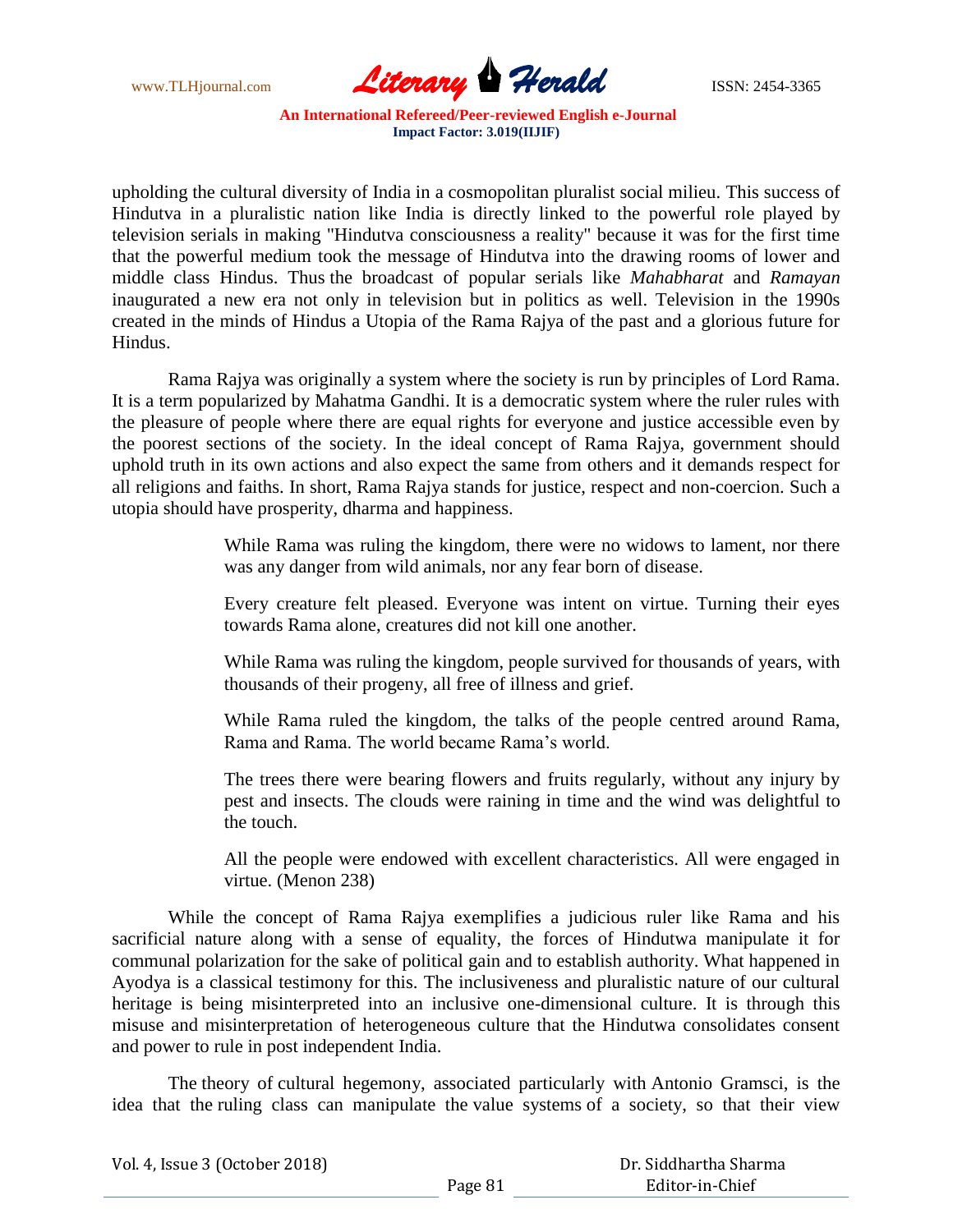upholding the cultural diversity of India in a cosmopolitan pluralist social milieu. This success of Hindutva in a pluralistic nation like India is directly linked to the powerful role played by television serials in making "Hindutva consciousness a reality" because it was for the first time that the powerful medium took the message of Hindutva into the drawing rooms of lower and middle class Hindus. Thus the broadcast of popular serials like *Mahabharat* and *Ramayan* inaugurated a new era not only in television but in politics as well. Television in the 1990s created in the minds of Hindus a Utopia of the Rama Rajya of the past and a glorious future for Hindus.

Rama Rajya was originally a system where the society is run by principles of Lord Rama. It is a term popularized by Mahatma Gandhi. It is a democratic system where the ruler rules with the pleasure of people where there are equal rights for everyone and justice accessible even by the poorest sections of the society. In the ideal concept of Rama Rajya, government should uphold truth in its own actions and also expect the same from others and it demands respect for all religions and faiths. In short, Rama Rajya stands for justice, respect and non-coercion. Such a utopia should have prosperity, dharma and happiness.

> While Rama was ruling the kingdom, there were no widows to lament, nor there was any danger from wild animals, nor any fear born of disease.
>
> Every creature felt pleased. Everyone was intent on virtue. Turning their eyes towards Rama alone, creatures did not kill one another.
>
> While Rama was ruling the kingdom, people survived for thousands of years, with thousands of their progeny, all free of illness and grief.
>
> While Rama ruled the kingdom, the talks of the people centred around Rama, Rama and Rama. The world became Rama's world.
>
> The trees there were bearing flowers and fruits regularly, without any injury by pest and insects. The clouds were raining in time and the wind was delightful to the touch.
>
> All the people were endowed with excellent characteristics. All were engaged in virtue. (Menon 238)

While the concept of Rama Rajya exemplifies a judicious ruler like Rama and his sacrificial nature along with a sense of equality, the forces of Hindutwa manipulate it for communal polarization for the sake of political gain and to establish authority. What happened in Ayodya is a classical testimony for this. The inclusiveness and pluralistic nature of our cultural heritage is being misinterpreted into an inclusive one-dimensional culture. It is through this misuse and misinterpretation of heterogeneous culture that the Hindutwa consolidates consent and power to rule in post independent India.

The theory of cultural hegemony, associated particularly with Antonio Gramsci, is the idea that the ruling class can manipulate the value systems of a society, so that their view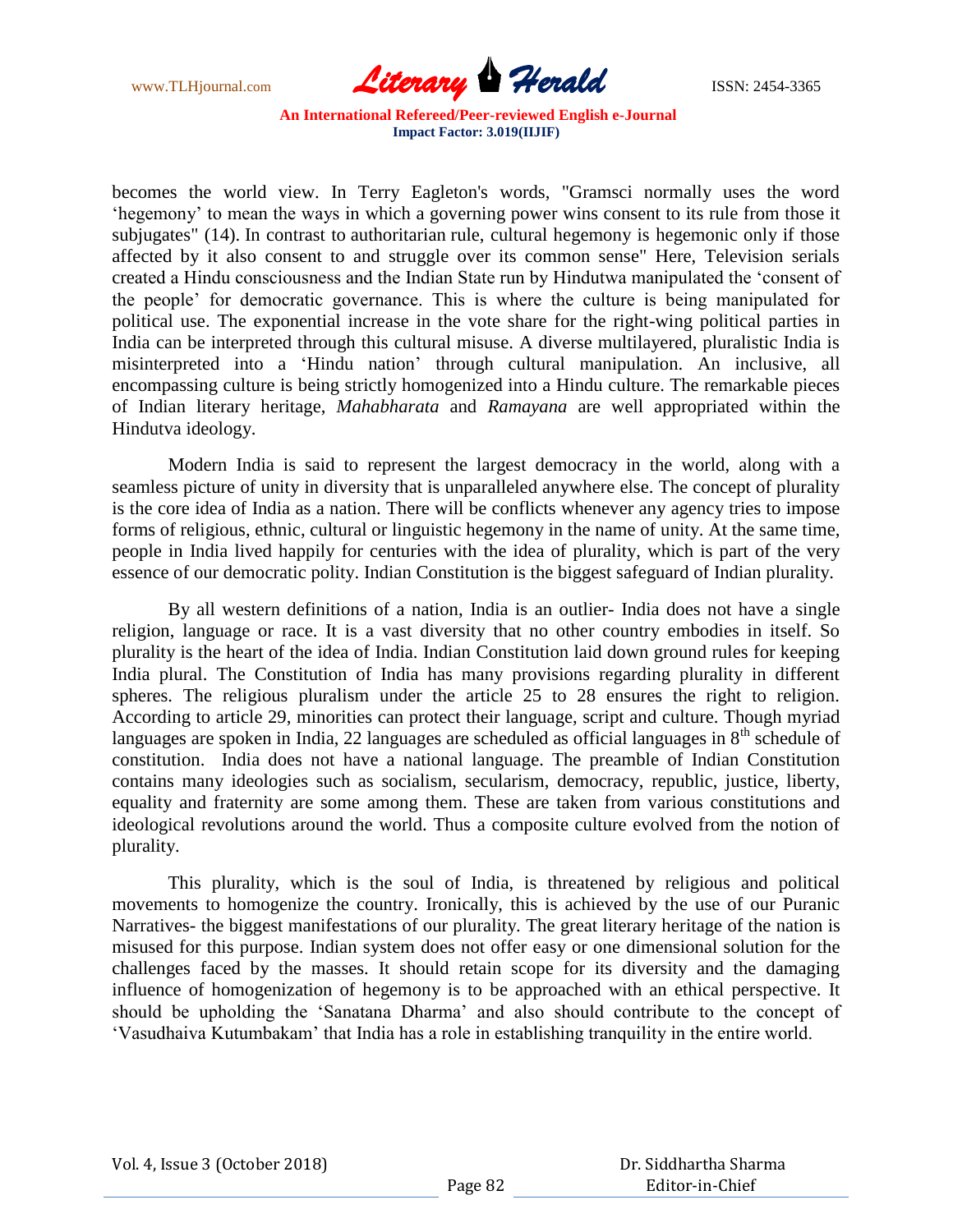becomes the world view. In Terry Eagleton's words, "Gramsci normally uses the word 'hegemony' to mean the ways in which a governing power wins consent to its rule from those it subjugates" (14). In contrast to authoritarian rule, cultural hegemony is hegemonic only if those affected by it also consent to and struggle over its common sense" Here, Television serials created a Hindu consciousness and the Indian State run by Hindutwa manipulated the 'consent of the people' for democratic governance. This is where the culture is being manipulated for political use. The exponential increase in the vote share for the right-wing political parties in India can be interpreted through this cultural misuse. A diverse multilayered, pluralistic India is misinterpreted into a 'Hindu nation' through cultural manipulation. An inclusive, all encompassing culture is being strictly homogenized into a Hindu culture. The remarkable pieces of Indian literary heritage, *Mahabharata* and *Ramayana* are well appropriated within the Hindutva ideology.

Modern India is said to represent the largest democracy in the world, along with a seamless picture of unity in diversity that is unparalleled anywhere else. The concept of plurality is the core idea of India as a nation. There will be conflicts whenever any agency tries to impose forms of religious, ethnic, cultural or linguistic hegemony in the name of unity. At the same time, people in India lived happily for centuries with the idea of plurality, which is part of the very essence of our democratic polity. Indian Constitution is the biggest safeguard of Indian plurality.

By all western definitions of a nation, India is an outlier- India does not have a single religion, language or race. It is a vast diversity that no other country embodies in itself. So plurality is the heart of the idea of India. Indian Constitution laid down ground rules for keeping India plural. The Constitution of India has many provisions regarding plurality in different spheres. The religious pluralism under the article 25 to 28 ensures the right to religion. According to article 29, minorities can protect their language, script and culture. Though myriad languages are spoken in India, 22 languages are scheduled as official languages in 8th schedule of constitution. India does not have a national language. The preamble of Indian Constitution contains many ideologies such as socialism, secularism, democracy, republic, justice, liberty, equality and fraternity are some among them. These are taken from various constitutions and ideological revolutions around the world. Thus a composite culture evolved from the notion of plurality.

This plurality, which is the soul of India, is threatened by religious and political movements to homogenize the country. Ironically, this is achieved by the use of our Puranic Narratives- the biggest manifestations of our plurality. The great literary heritage of the nation is misused for this purpose. Indian system does not offer easy or one dimensional solution for the challenges faced by the masses. It should retain scope for its diversity and the damaging influence of homogenization of hegemony is to be approached with an ethical perspective. It should be upholding the 'Sanatana Dharma' and also should contribute to the concept of 'Vasudhaiva Kutumbakam' that India has a role in establishing tranquility in the entire world.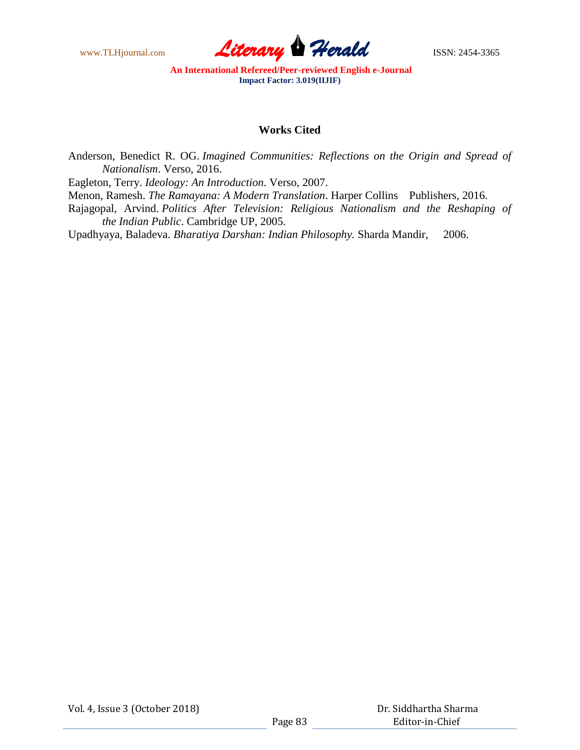## Works Cited

Anderson, Benedict R. OG. *Imagined Communities: Reflections on the Origin and Spread of Nationalism*. Verso, 2016.

Eagleton, Terry. *Ideology: An Introduction*. Verso, 2007.

Menon, Ramesh. *The Ramayana: A Modern Translation*. Harper Collins Publishers, 2016.

Rajagopal, Arvind. *Politics After Television: Religious Nationalism and the Reshaping of the Indian Public*. Cambridge UP, 2005.

Upadhyaya, Baladeva. *Bharatiya Darshan: Indian Philosophy.* Sharda Mandir, 2006.